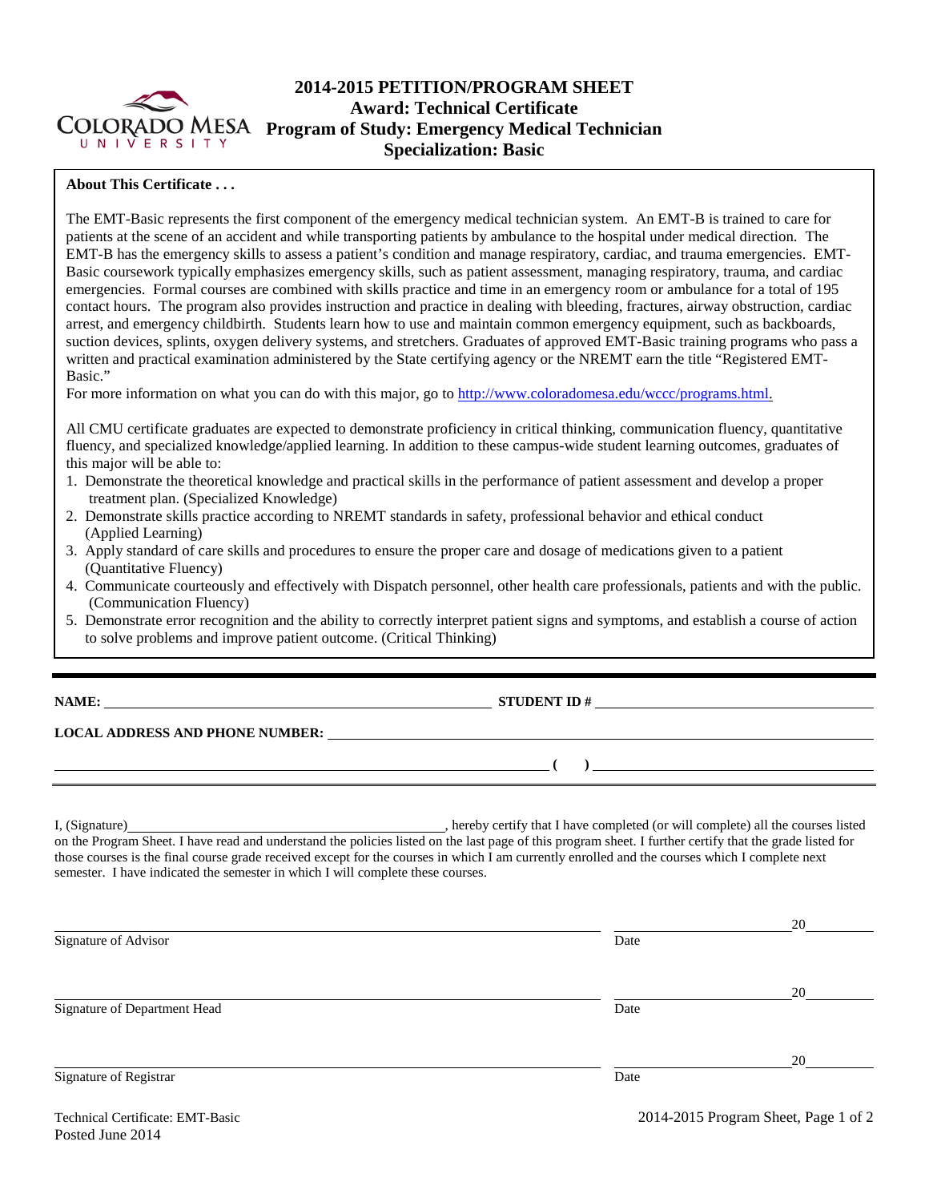# 2014-2015 PETITION/PROGRAM SHEET
## Award: Technical Certificate
## Program of Study: Emergency Medical Technician
## Specialization: Basic

**About This Certificate . . .**

The EMT-Basic represents the first component of the emergency medical technician system. An EMT-B is trained to care for patients at the scene of an accident and while transporting patients by ambulance to the hospital under medical direction. The EMT-B has the emergency skills to assess a patient's condition and manage respiratory, cardiac, and trauma emergencies. EMT-Basic coursework typically emphasizes emergency skills, such as patient assessment, managing respiratory, trauma, and cardiac emergencies. Formal courses are combined with skills practice and time in an emergency room or ambulance for a total of 195 contact hours. The program also provides instruction and practice in dealing with bleeding, fractures, airway obstruction, cardiac arrest, and emergency childbirth. Students learn how to use and maintain common emergency equipment, such as backboards, suction devices, splints, oxygen delivery systems, and stretchers. Graduates of approved EMT-Basic training programs who pass a written and practical examination administered by the State certifying agency or the NREMT earn the title "Registered EMT-Basic."

For more information on what you can do with this major, go to [http://www.coloradomesa.edu/wccc/programs.html](http://www.coloradomesa.edu/wccc/programs.html).

All CMU certificate graduates are expected to demonstrate proficiency in critical thinking, communication fluency, quantitative fluency, and specialized knowledge/applied learning. In addition to these campus-wide student learning outcomes, graduates of this major will be able to:

1. Demonstrate the theoretical knowledge and practical skills in the performance of patient assessment and develop a proper treatment plan. (Specialized Knowledge)
2. Demonstrate skills practice according to NREMT standards in safety, professional behavior and ethical conduct (Applied Learning)
3. Apply standard of care skills and procedures to ensure the proper care and dosage of medications given to a patient (Quantitative Fluency)
4. Communicate courteously and effectively with Dispatch personnel, other health care professionals, patients and with the public. (Communication Fluency)
5. Demonstrate error recognition and the ability to correctly interpret patient signs and symptoms, and establish a course of action to solve problems and improve patient outcome. (Critical Thinking)

---

**NAME:** ______________________________ **STUDENT ID #** ______________________________

**LOCAL ADDRESS AND PHONE NUMBER:** ______________________________

______________________________ **( )** ______________________________

I, (Signature)______________________________, hereby certify that I have completed (or will complete) all the courses listed on the Program Sheet. I have read and understand the policies listed on the last page of this program sheet. I further certify that the grade listed for those courses is the final course grade received except for the courses in which I am currently enrolled and the courses which I complete next semester. I have indicated the semester in which I will complete these courses.

______________________________ ______________ 20______
Signature of Advisor Date

______________________________ ______________ 20______
Signature of Department Head Date

______________________________ ______________ 20______
Signature of Registrar Date

Technical Certificate: EMT-Basic
Posted June 2014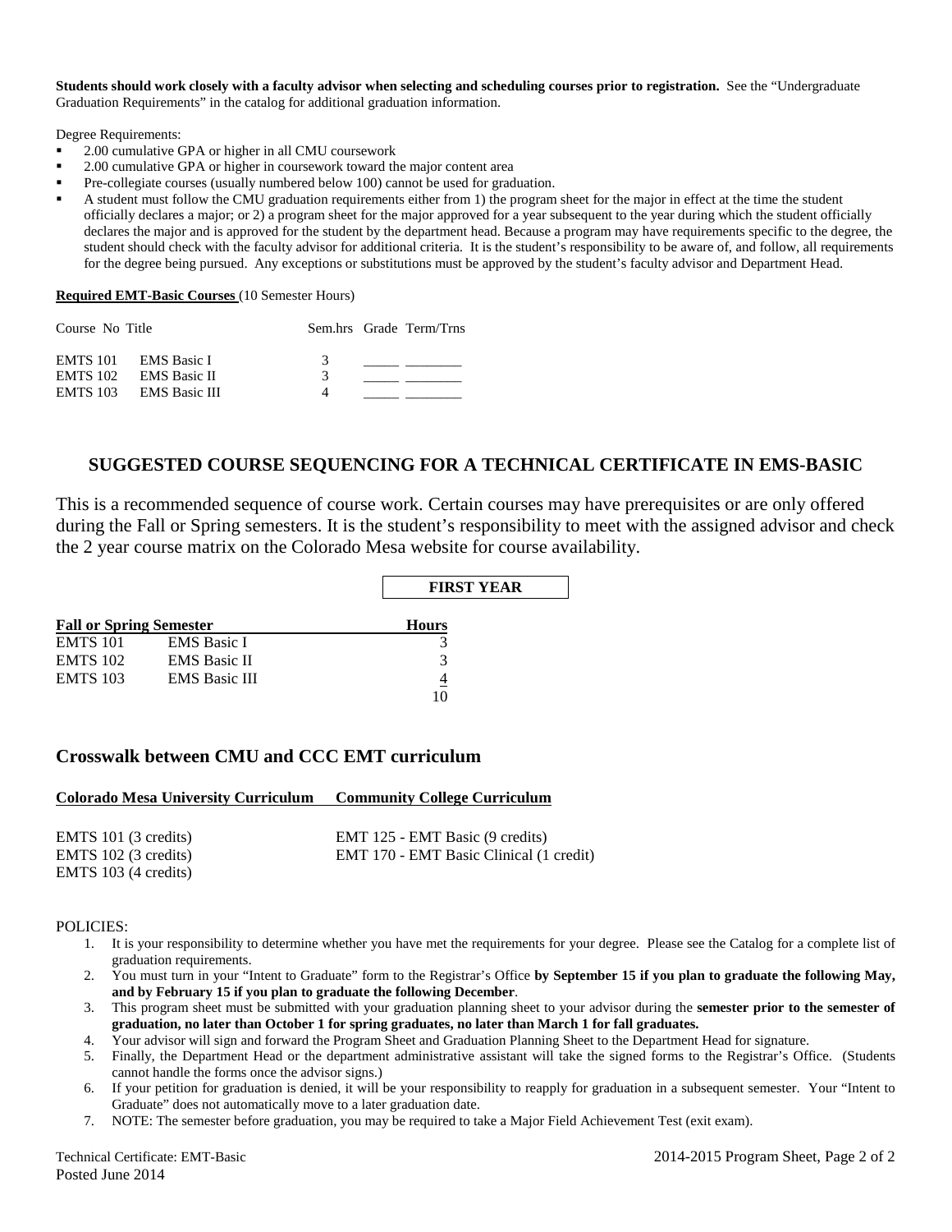**Students should work closely with a faculty advisor when selecting and scheduling courses prior to registration.** See the "Undergraduate Graduation Requirements" in the catalog for additional graduation information.

Degree Requirements:

- 2.00 cumulative GPA or higher in all CMU coursework
- 2.00 cumulative GPA or higher in coursework toward the major content area
- Pre-collegiate courses (usually numbered below 100) cannot be used for graduation.
- A student must follow the CMU graduation requirements either from 1) the program sheet for the major in effect at the time the student officially declares a major; or 2) a program sheet for the major approved for a year subsequent to the year during which the student officially declares the major and is approved for the student by the department head. Because a program may have requirements specific to the degree, the student should check with the faculty advisor for additional criteria. It is the student's responsibility to be aware of, and follow, all requirements for the degree being pursued. Any exceptions or substitutions must be approved by the student's faculty advisor and Department Head.

**Required EMT-Basic Courses** (10 Semester Hours)

| Course No | Title | Sem.hrs | Grade | Term/Trns |
|---|---|---|---|---|
| EMTS 101 | EMS Basic I | 3 | _____ | ________ |
| EMTS 102 | EMS Basic II | 3 | _____ | ________ |
| EMTS 103 | EMS Basic III | 4 | _____ | ________ |

## SUGGESTED COURSE SEQUENCING FOR A TECHNICAL CERTIFICATE IN EMS-BASIC

This is a recommended sequence of course work. Certain courses may have prerequisites or are only offered during the Fall or Spring semesters. It is the student's responsibility to meet with the assigned advisor and check the 2 year course matrix on the Colorado Mesa website for course availability.

**FIRST YEAR**

| Fall or Spring Semester | | Hours |
|---|---|---|
| EMTS 101 | EMS Basic I | 3 |
| EMTS 102 | EMS Basic II | 3 |
| EMTS 103 | EMS Basic III | 4 |
| | | 10 |

## Crosswalk between CMU and CCC EMT curriculum

| Colorado Mesa University Curriculum | Community College Curriculum |
|---|---|
| EMTS 101 (3 credits) | EMT 125 - EMT Basic (9 credits) |
| EMTS 102 (3 credits) | EMT 170 - EMT Basic Clinical (1 credit) |
| EMTS 103 (4 credits) | |

POLICIES:

1. It is your responsibility to determine whether you have met the requirements for your degree. Please see the Catalog for a complete list of graduation requirements.
2. You must turn in your "Intent to Graduate" form to the Registrar's Office **by September 15 if you plan to graduate the following May, and by February 15 if you plan to graduate the following December**.
3. This program sheet must be submitted with your graduation planning sheet to your advisor during the **semester prior to the semester of graduation, no later than October 1 for spring graduates, no later than March 1 for fall graduates.**
4. Your advisor will sign and forward the Program Sheet and Graduation Planning Sheet to the Department Head for signature.
5. Finally, the Department Head or the department administrative assistant will take the signed forms to the Registrar's Office. (Students cannot handle the forms once the advisor signs.)
6. If your petition for graduation is denied, it will be your responsibility to reapply for graduation in a subsequent semester. Your "Intent to Graduate" does not automatically move to a later graduation date.
7. NOTE: The semester before graduation, you may be required to take a Major Field Achievement Test (exit exam).

Technical Certificate: EMT-Basic
Posted June 2014